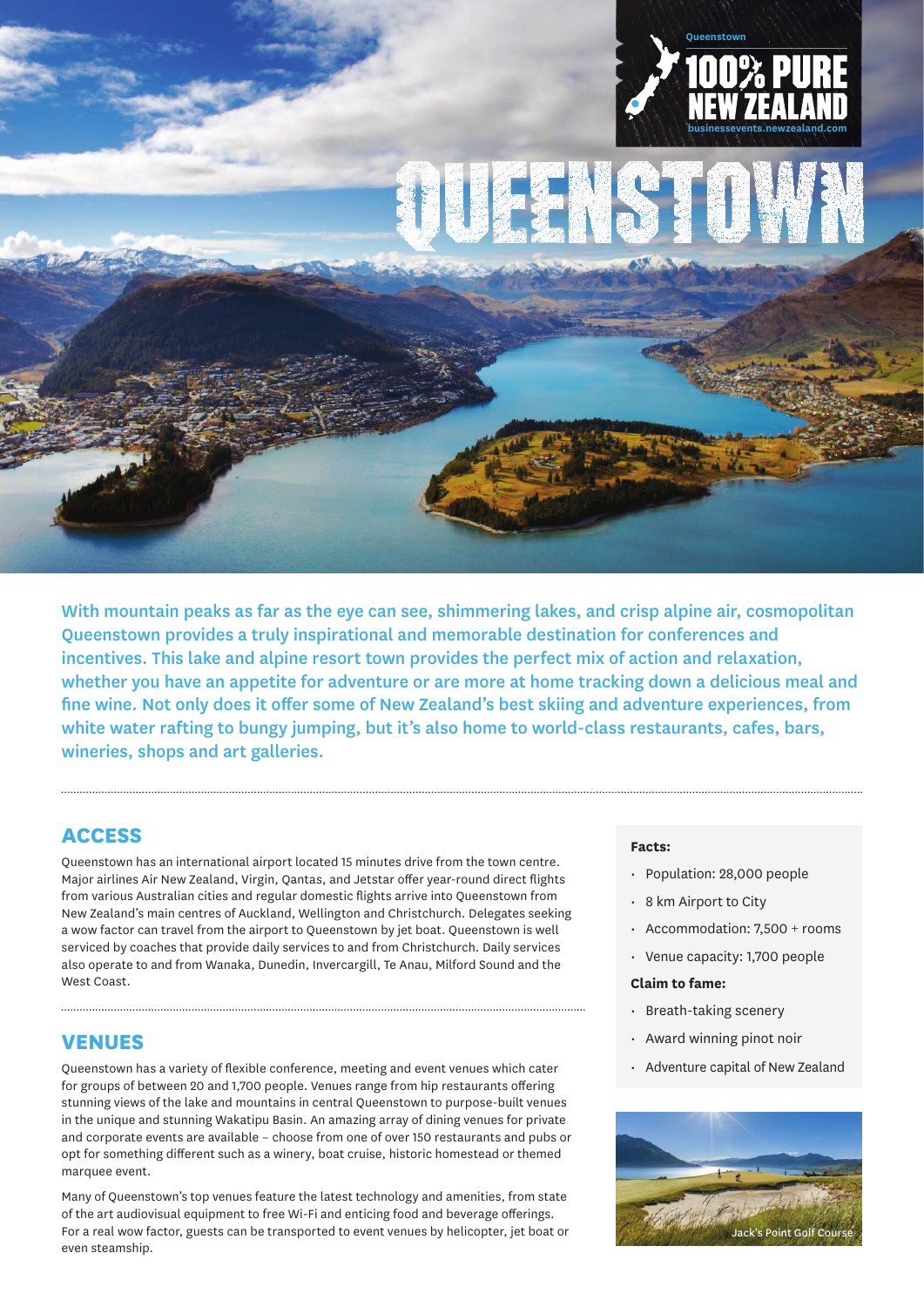Queenstown

100% PURE NEW ZEALAND

businessevents.newzealand.com

# QUEENSTOWN

With mountain peaks as far as the eye can see, shimmering lakes, and crisp alpine air, cosmopolitan Queenstown provides a truly inspirational and memorable destination for conferences and incentives. This lake and alpine resort town provides the perfect mix of action and relaxation, whether you have an appetite for adventure or are more at home tracking down a delicious meal and fine wine. Not only does it offer some of New Zealand's best skiing and adventure experiences, from white water rafting to bungy jumping, but it's also home to world-class restaurants, cafes, bars, wineries, shops and art galleries.

## ACCESS

Queenstown has an international airport located 15 minutes drive from the town centre. Major airlines Air New Zealand, Virgin, Qantas, and Jetstar offer year-round direct flights from various Australian cities and regular domestic flights arrive into Queenstown from New Zealand's main centres of Auckland, Wellington and Christchurch. Delegates seeking a wow factor can travel from the airport to Queenstown by jet boat. Queenstown is well serviced by coaches that provide daily services to and from Christchurch. Daily services also operate to and from Wanaka, Dunedin, Invercargill, Te Anau, Milford Sound and the West Coast.

## VENUES

Queenstown has a variety of flexible conference, meeting and event venues which cater for groups of between 20 and 1,700 people. Venues range from hip restaurants offering stunning views of the lake and mountains in central Queenstown to purpose-built venues in the unique and stunning Wakatipu Basin. An amazing array of dining venues for private and corporate events are available – choose from one of over 150 restaurants and pubs or opt for something different such as a winery, boat cruise, historic homestead or themed marquee event.

Many of Queenstown's top venues feature the latest technology and amenities, from state of the art audiovisual equipment to free Wi-Fi and enticing food and beverage offerings. For a real wow factor, guests can be transported to event venues by helicopter, jet boat or even steamship.

**Facts:**

- Population: 28,000 people
- 8 km Airport to City
- Accommodation: 7,500 + rooms
- Venue capacity: 1,700 people

**Claim to fame:**

- Breath-taking scenery
- Award winning pinot noir
- Adventure capital of New Zealand

Jack's Point Golf Course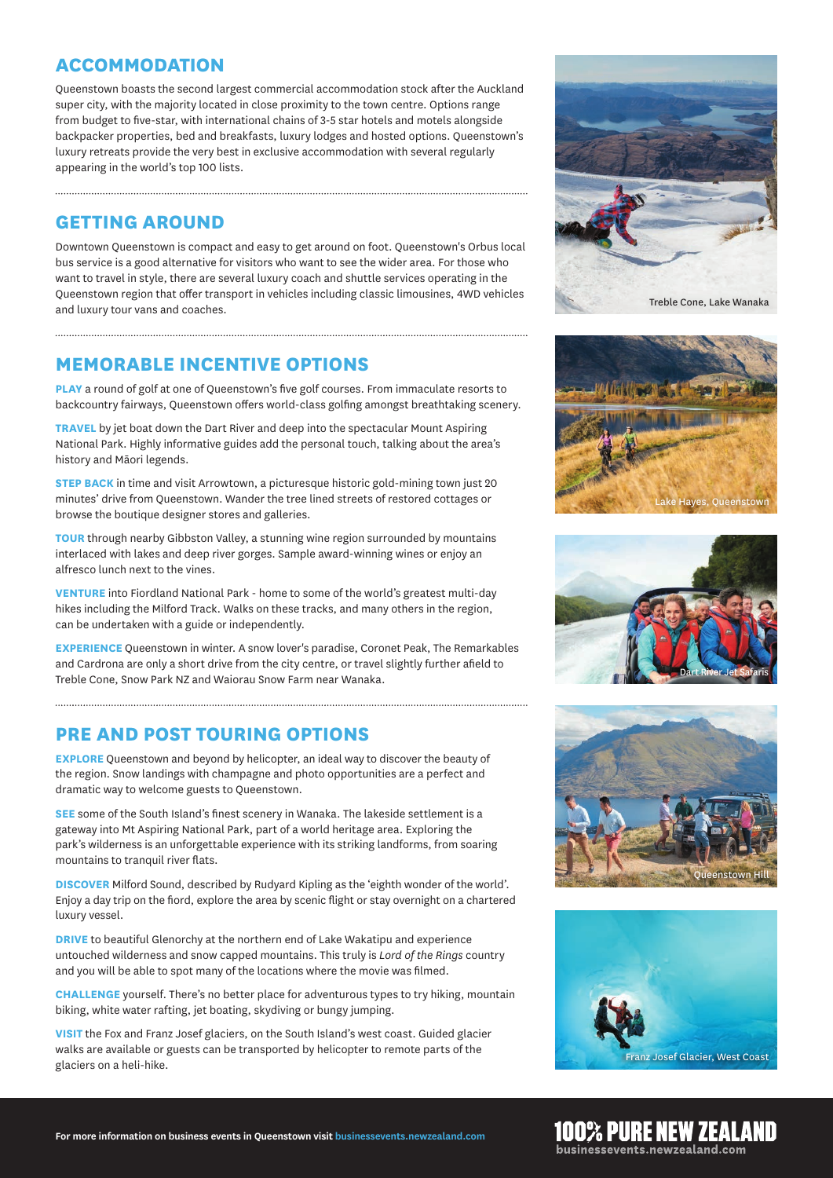## ACCOMMODATION

Queenstown boasts the second largest commercial accommodation stock after the Auckland super city, with the majority located in close proximity to the town centre. Options range from budget to five-star, with international chains of 3-5 star hotels and motels alongside backpacker properties, bed and breakfasts, luxury lodges and hosted options. Queenstown's luxury retreats provide the very best in exclusive accommodation with several regularly appearing in the world's top 100 lists.

## GETTING AROUND

Downtown Queenstown is compact and easy to get around on foot. Queenstown's Orbus local bus service is a good alternative for visitors who want to see the wider area. For those who want to travel in style, there are several luxury coach and shuttle services operating in the Queenstown region that offer transport in vehicles including classic limousines, 4WD vehicles and luxury tour vans and coaches.

## MEMORABLE INCENTIVE OPTIONS

**PLAY** a round of golf at one of Queenstown's five golf courses. From immaculate resorts to backcountry fairways, Queenstown offers world-class golfing amongst breathtaking scenery.

**TRAVEL** by jet boat down the Dart River and deep into the spectacular Mount Aspiring National Park. Highly informative guides add the personal touch, talking about the area's history and Māori legends.

**STEP BACK** in time and visit Arrowtown, a picturesque historic gold-mining town just 20 minutes' drive from Queenstown. Wander the tree lined streets of restored cottages or browse the boutique designer stores and galleries.

**TOUR** through nearby Gibbston Valley, a stunning wine region surrounded by mountains interlaced with lakes and deep river gorges. Sample award-winning wines or enjoy an alfresco lunch next to the vines.

**VENTURE** into Fiordland National Park - home to some of the world's greatest multi-day hikes including the Milford Track. Walks on these tracks, and many others in the region, can be undertaken with a guide or independently.

**EXPERIENCE** Queenstown in winter. A snow lover's paradise, Coronet Peak, The Remarkables and Cardrona are only a short drive from the city centre, or travel slightly further afield to Treble Cone, Snow Park NZ and Waiorau Snow Farm near Wanaka.

## PRE AND POST TOURING OPTIONS

**EXPLORE** Queenstown and beyond by helicopter, an ideal way to discover the beauty of the region. Snow landings with champagne and photo opportunities are a perfect and dramatic way to welcome guests to Queenstown.

**SEE** some of the South Island's finest scenery in Wanaka. The lakeside settlement is a gateway into Mt Aspiring National Park, part of a world heritage area. Exploring the park's wilderness is an unforgettable experience with its striking landforms, from soaring mountains to tranquil river flats.

**DISCOVER** Milford Sound, described by Rudyard Kipling as the 'eighth wonder of the world'. Enjoy a day trip on the fiord, explore the area by scenic flight or stay overnight on a chartered luxury vessel.

**DRIVE** to beautiful Glenorchy at the northern end of Lake Wakatipu and experience untouched wilderness and snow capped mountains. This truly is *Lord of the Rings* country and you will be able to spot many of the locations where the movie was filmed.

**CHALLENGE** yourself. There's no better place for adventurous types to try hiking, mountain biking, white water rafting, jet boating, skydiving or bungy jumping.

**VISIT** the Fox and Franz Josef glaciers, on the South Island's west coast. Guided glacier walks are available or guests can be transported by helicopter to remote parts of the glaciers on a heli-hike.

Treble Cone, Lake Wanaka

Lake Hayes, Queenstown

Dart River Jet Safaris

Queenstown Hill

Franz Josef Glacier, West Coast

For more information on business events in Queenstown visit businessevents.newzealand.com

100% PURE NEW ZEALAND
businessevents.newzealand.com